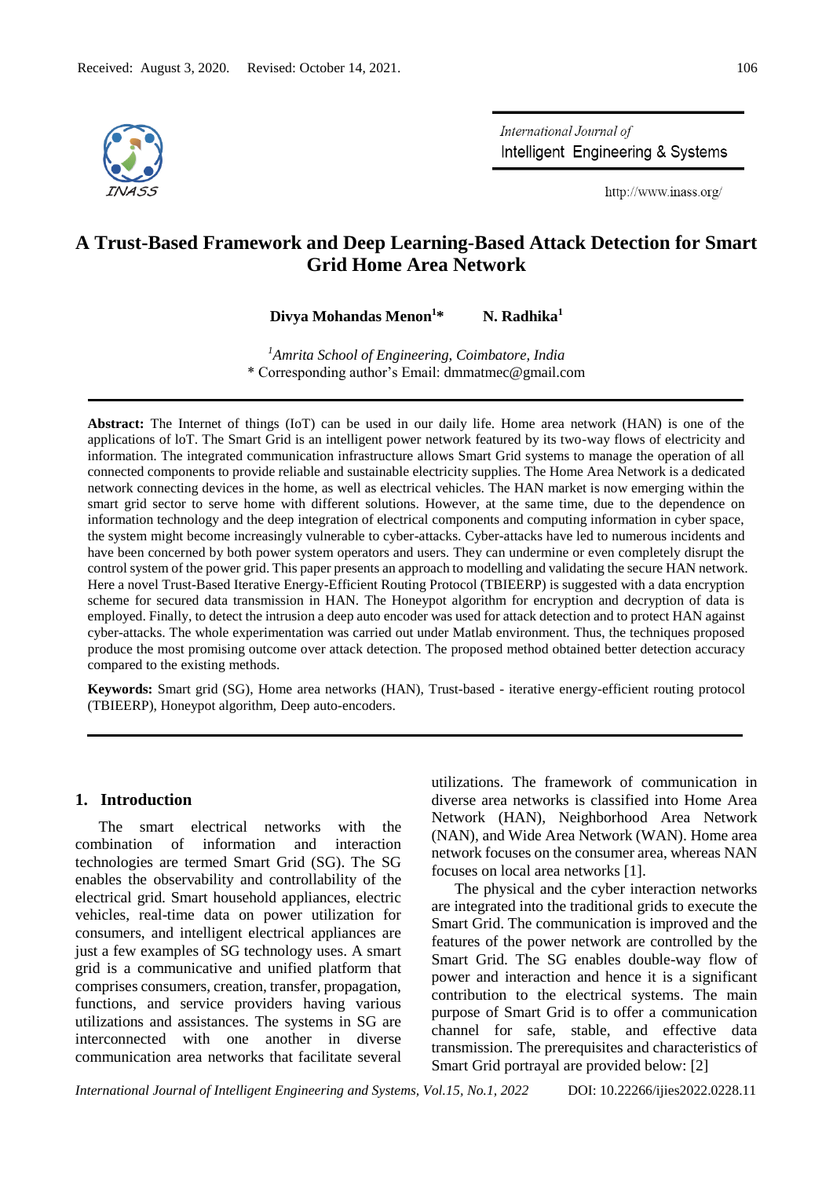Received: August 3, 2020. Revised: October 14, 2021.

# A Trust-Based Framework and Deep Learning-Based Attack Detection for Smart Grid Home Area Network

**Divya Mohandas Menon[1]\*** **N. Radhika[1]**

[1] *Amrita School of Engineering, Coimbatore, India*
\* Corresponding author's Email: dmmatmec@gmail.com

**Abstract:** The Internet of things (IoT) can be used in our daily life. Home area network (HAN) is one of the applications of IoT. The Smart Grid is an intelligent power network featured by its two-way flows of electricity and information. The integrated communication infrastructure allows Smart Grid systems to manage the operation of all connected components to provide reliable and sustainable electricity supplies. The Home Area Network is a dedicated network connecting devices in the home, as well as electrical vehicles. The HAN market is now emerging within the smart grid sector to serve home with different solutions. However, at the same time, due to the dependence on information technology and the deep integration of electrical components and computing information in cyber space, the system might become increasingly vulnerable to cyber-attacks. Cyber-attacks have led to numerous incidents and have been concerned by both power system operators and users. They can undermine or even completely disrupt the control system of the power grid. This paper presents an approach to modelling and validating the secure HAN network. Here a novel Trust-Based Iterative Energy-Efficient Routing Protocol (TBIEERP) is suggested with a data encryption scheme for secured data transmission in HAN. The Honeypot algorithm for encryption and decryption of data is employed. Finally, to detect the intrusion a deep auto encoder was used for attack detection and to protect HAN against cyber-attacks. The whole experimentation was carried out under Matlab environment. Thus, the techniques proposed produce the most promising outcome over attack detection. The proposed method obtained better detection accuracy compared to the existing methods.

**Keywords:** Smart grid (SG), Home area networks (HAN), Trust-based - iterative energy-efficient routing protocol (TBIEERP), Honeypot algorithm, Deep auto-encoders.

## 1. Introduction

The smart electrical networks with the combination of information and interaction technologies are termed Smart Grid (SG). The SG enables the observability and controllability of the electrical grid. Smart household appliances, electric vehicles, real-time data on power utilization for consumers, and intelligent electrical appliances are just a few examples of SG technology uses. A smart grid is a communicative and unified platform that comprises consumers, creation, transfer, propagation, functions, and service providers having various utilizations and assistances. The systems in SG are interconnected with one another in diverse communication area networks that facilitate several utilizations. The framework of communication in diverse area networks is classified into Home Area Network (HAN), Neighborhood Area Network (NAN), and Wide Area Network (WAN). Home area network focuses on the consumer area, whereas NAN focuses on local area networks [1].

The physical and the cyber interaction networks are integrated into the traditional grids to execute the Smart Grid. The communication is improved and the features of the power network are controlled by the Smart Grid. The SG enables double-way flow of power and interaction and hence it is a significant contribution to the electrical systems. The main purpose of Smart Grid is to offer a communication channel for safe, stable, and effective data transmission. The prerequisites and characteristics of Smart Grid portrayal are provided below: [2]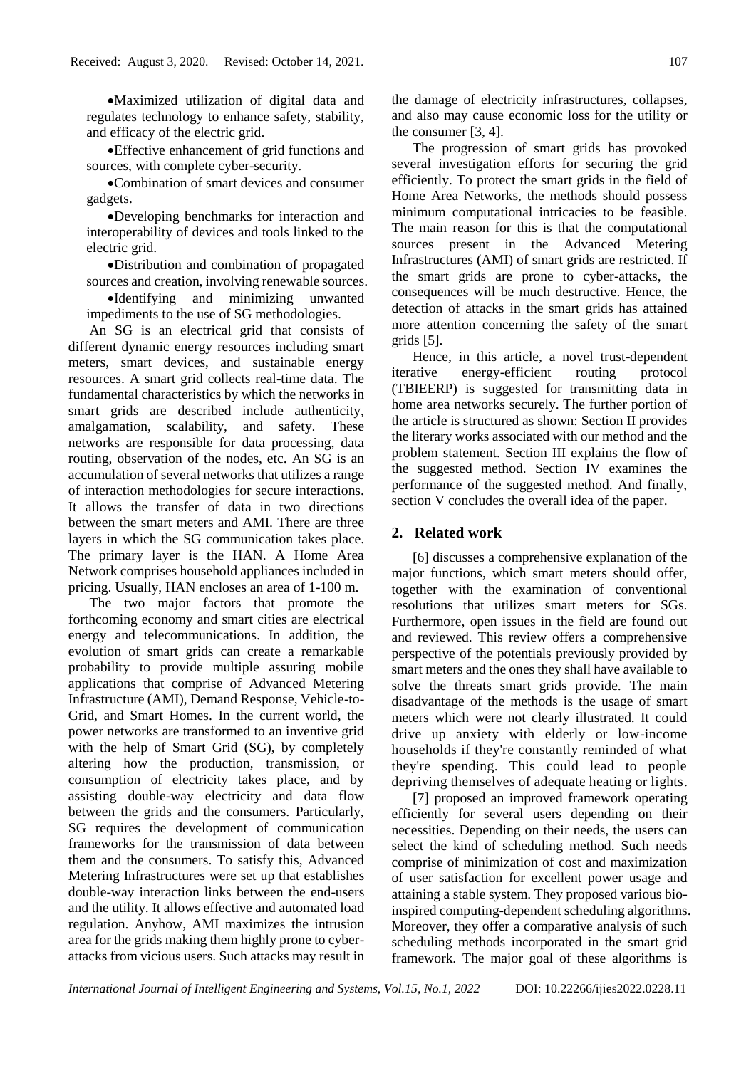- Maximized utilization of digital data and regulates technology to enhance safety, stability, and efficacy of the electric grid.
- Effective enhancement of grid functions and sources, with complete cyber-security.
- Combination of smart devices and consumer gadgets.
- Developing benchmarks for interaction and interoperability of devices and tools linked to the electric grid.
- Distribution and combination of propagated sources and creation, involving renewable sources.
- Identifying and minimizing unwanted impediments to the use of SG methodologies.

An SG is an electrical grid that consists of different dynamic energy resources including smart meters, smart devices, and sustainable energy resources. A smart grid collects real-time data. The fundamental characteristics by which the networks in smart grids are described include authenticity, amalgamation, scalability, and safety. These networks are responsible for data processing, data routing, observation of the nodes, etc. An SG is an accumulation of several networks that utilizes a range of interaction methodologies for secure interactions. It allows the transfer of data in two directions between the smart meters and AMI. There are three layers in which the SG communication takes place. The primary layer is the HAN. A Home Area Network comprises household appliances included in pricing. Usually, HAN encloses an area of 1-100 m.

The two major factors that promote the forthcoming economy and smart cities are electrical energy and telecommunications. In addition, the evolution of smart grids can create a remarkable probability to provide multiple assuring mobile applications that comprise of Advanced Metering Infrastructure (AMI), Demand Response, Vehicle-to-Grid, and Smart Homes. In the current world, the power networks are transformed to an inventive grid with the help of Smart Grid (SG), by completely altering how the production, transmission, or consumption of electricity takes place, and by assisting double-way electricity and data flow between the grids and the consumers. Particularly, SG requires the development of communication frameworks for the transmission of data between them and the consumers. To satisfy this, Advanced Metering Infrastructures were set up that establishes double-way interaction links between the end-users and the utility. It allows effective and automated load regulation. Anyhow, AMI maximizes the intrusion area for the grids making them highly prone to cyber-attacks from vicious users. Such attacks may result in the damage of electricity infrastructures, collapses, and also may cause economic loss for the utility or the consumer [3, 4].

The progression of smart grids has provoked several investigation efforts for securing the grid efficiently. To protect the smart grids in the field of Home Area Networks, the methods should possess minimum computational intricacies to be feasible. The main reason for this is that the computational sources present in the Advanced Metering Infrastructures (AMI) of smart grids are restricted. If the smart grids are prone to cyber-attacks, the consequences will be much destructive. Hence, the detection of attacks in the smart grids has attained more attention concerning the safety of the smart grids [5].

Hence, in this article, a novel trust-dependent iterative energy-efficient routing protocol (TBIEERP) is suggested for transmitting data in home area networks securely. The further portion of the article is structured as shown: Section II provides the literary works associated with our method and the problem statement. Section III explains the flow of the suggested method. Section IV examines the performance of the suggested method. And finally, section V concludes the overall idea of the paper.

## 2. Related work

[6] discusses a comprehensive explanation of the major functions, which smart meters should offer, together with the examination of conventional resolutions that utilizes smart meters for SGs. Furthermore, open issues in the field are found out and reviewed. This review offers a comprehensive perspective of the potentials previously provided by smart meters and the ones they shall have available to solve the threats smart grids provide. The main disadvantage of the methods is the usage of smart meters which were not clearly illustrated. It could drive up anxiety with elderly or low-income households if they're constantly reminded of what they're spending. This could lead to people depriving themselves of adequate heating or lights.

[7] proposed an improved framework operating efficiently for several users depending on their necessities. Depending on their needs, the users can select the kind of scheduling method. Such needs comprise of minimization of cost and maximization of user satisfaction for excellent power usage and attaining a stable system. They proposed various bio-inspired computing-dependent scheduling algorithms. Moreover, they offer a comparative analysis of such scheduling methods incorporated in the smart grid framework. The major goal of these algorithms is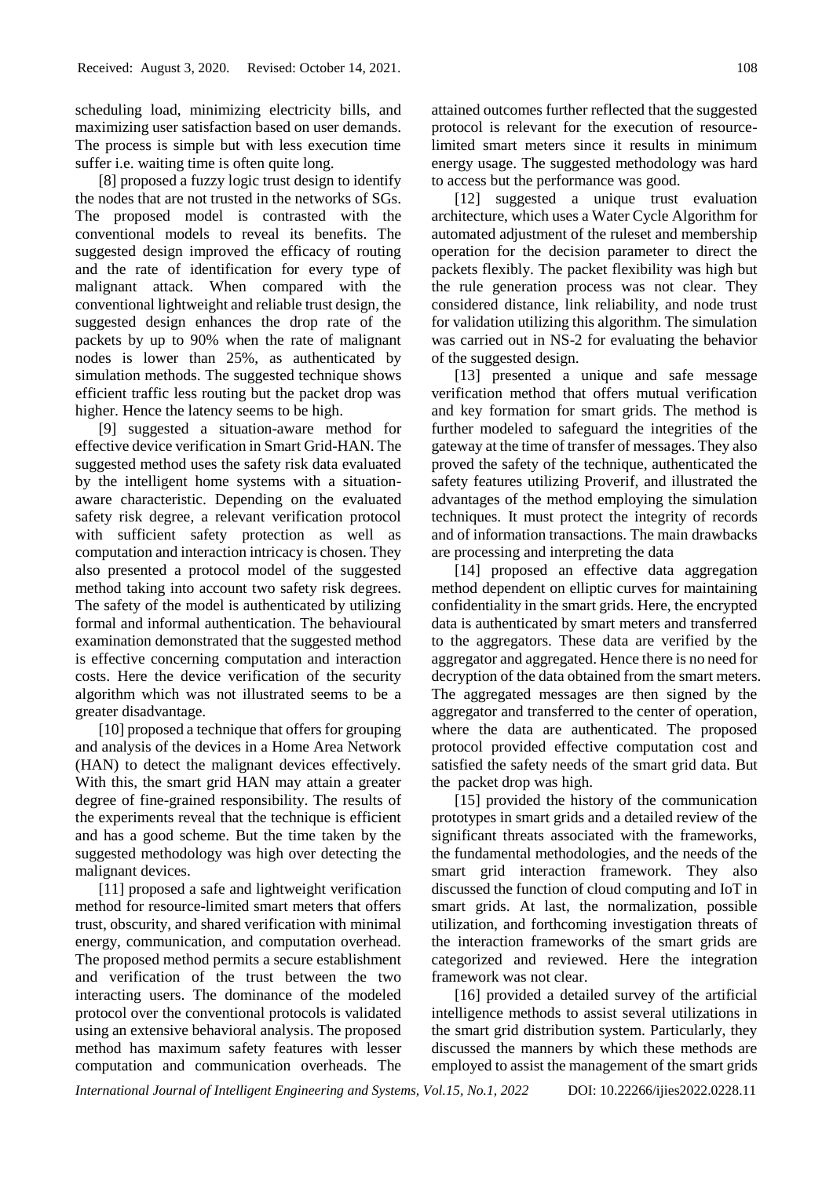scheduling load, minimizing electricity bills, and maximizing user satisfaction based on user demands. The process is simple but with less execution time suffer i.e. waiting time is often quite long.

[8] proposed a fuzzy logic trust design to identify the nodes that are not trusted in the networks of SGs. The proposed model is contrasted with the conventional models to reveal its benefits. The suggested design improved the efficacy of routing and the rate of identification for every type of malignant attack. When compared with the conventional lightweight and reliable trust design, the suggested design enhances the drop rate of the packets by up to 90% when the rate of malignant nodes is lower than 25%, as authenticated by simulation methods. The suggested technique shows efficient traffic less routing but the packet drop was higher. Hence the latency seems to be high.

[9] suggested a situation-aware method for effective device verification in Smart Grid-HAN. The suggested method uses the safety risk data evaluated by the intelligent home systems with a situation-aware characteristic. Depending on the evaluated safety risk degree, a relevant verification protocol with sufficient safety protection as well as computation and interaction intricacy is chosen. They also presented a protocol model of the suggested method taking into account two safety risk degrees. The safety of the model is authenticated by utilizing formal and informal authentication. The behavioural examination demonstrated that the suggested method is effective concerning computation and interaction costs. Here the device verification of the security algorithm which was not illustrated seems to be a greater disadvantage.

[10] proposed a technique that offers for grouping and analysis of the devices in a Home Area Network (HAN) to detect the malignant devices effectively. With this, the smart grid HAN may attain a greater degree of fine-grained responsibility. The results of the experiments reveal that the technique is efficient and has a good scheme. But the time taken by the suggested methodology was high over detecting the malignant devices.

[11] proposed a safe and lightweight verification method for resource-limited smart meters that offers trust, obscurity, and shared verification with minimal energy, communication, and computation overhead. The proposed method permits a secure establishment and verification of the trust between the two interacting users. The dominance of the modeled protocol over the conventional protocols is validated using an extensive behavioral analysis. The proposed method has maximum safety features with lesser computation and communication overheads. The attained outcomes further reflected that the suggested protocol is relevant for the execution of resource-limited smart meters since it results in minimum energy usage. The suggested methodology was hard to access but the performance was good.

[12] suggested a unique trust evaluation architecture, which uses a Water Cycle Algorithm for automated adjustment of the ruleset and membership operation for the decision parameter to direct the packets flexibly. The packet flexibility was high but the rule generation process was not clear. They considered distance, link reliability, and node trust for validation utilizing this algorithm. The simulation was carried out in NS-2 for evaluating the behavior of the suggested design.

[13] presented a unique and safe message verification method that offers mutual verification and key formation for smart grids. The method is further modeled to safeguard the integrities of the gateway at the time of transfer of messages. They also proved the safety of the technique, authenticated the safety features utilizing Proverif, and illustrated the advantages of the method employing the simulation techniques. It must protect the integrity of records and of information transactions. The main drawbacks are processing and interpreting the data

[14] proposed an effective data aggregation method dependent on elliptic curves for maintaining confidentiality in the smart grids. Here, the encrypted data is authenticated by smart meters and transferred to the aggregators. These data are verified by the aggregator and aggregated. Hence there is no need for decryption of the data obtained from the smart meters. The aggregated messages are then signed by the aggregator and transferred to the center of operation, where the data are authenticated. The proposed protocol provided effective computation cost and satisfied the safety needs of the smart grid data. But the packet drop was high.

[15] provided the history of the communication prototypes in smart grids and a detailed review of the significant threats associated with the frameworks, the fundamental methodologies, and the needs of the smart grid interaction framework. They also discussed the function of cloud computing and IoT in smart grids. At last, the normalization, possible utilization, and forthcoming investigation threats of the interaction frameworks of the smart grids are categorized and reviewed. Here the integration framework was not clear.

[16] provided a detailed survey of the artificial intelligence methods to assist several utilizations in the smart grid distribution system. Particularly, they discussed the manners by which these methods are employed to assist the management of the smart grids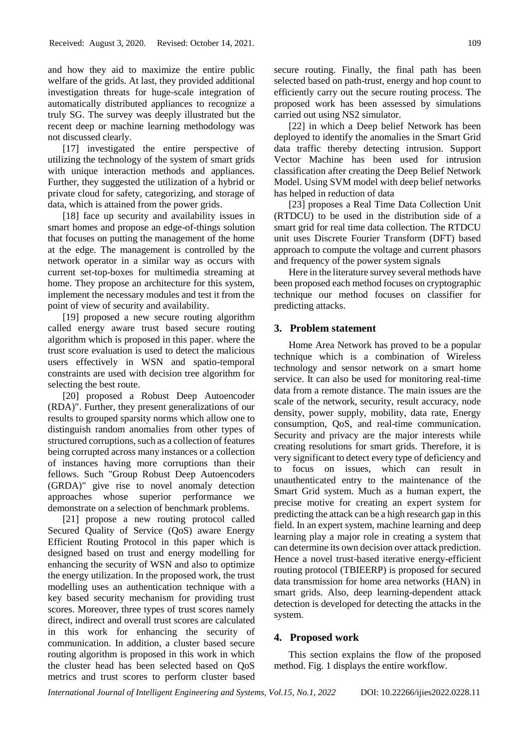and how they aid to maximize the entire public welfare of the grids. At last, they provided additional investigation threats for huge-scale integration of automatically distributed appliances to recognize a truly SG. The survey was deeply illustrated but the recent deep or machine learning methodology was not discussed clearly.

[17] investigated the entire perspective of utilizing the technology of the system of smart grids with unique interaction methods and appliances. Further, they suggested the utilization of a hybrid or private cloud for safety, categorizing, and storage of data, which is attained from the power grids.

[18] face up security and availability issues in smart homes and propose an edge-of-things solution that focuses on putting the management of the home at the edge. The management is controlled by the network operator in a similar way as occurs with current set-top-boxes for multimedia streaming at home. They propose an architecture for this system, implement the necessary modules and test it from the point of view of security and availability.

[19] proposed a new secure routing algorithm called energy aware trust based secure routing algorithm which is proposed in this paper. where the trust score evaluation is used to detect the malicious users effectively in WSN and spatio-temporal constraints are used with decision tree algorithm for selecting the best route.

[20] proposed a Robust Deep Autoencoder (RDA)". Further, they present generalizations of our results to grouped sparsity norms which allow one to distinguish random anomalies from other types of structured corruptions, such as a collection of features being corrupted across many instances or a collection of instances having more corruptions than their fellows. Such "Group Robust Deep Autoencoders (GRDA)" give rise to novel anomaly detection approaches whose superior performance we demonstrate on a selection of benchmark problems.

[21] propose a new routing protocol called Secured Quality of Service (QoS) aware Energy Efficient Routing Protocol in this paper which is designed based on trust and energy modelling for enhancing the security of WSN and also to optimize the energy utilization. In the proposed work, the trust modelling uses an authentication technique with a key based security mechanism for providing trust scores. Moreover, three types of trust scores namely direct, indirect and overall trust scores are calculated in this work for enhancing the security of communication. In addition, a cluster based secure routing algorithm is proposed in this work in which the cluster head has been selected based on QoS metrics and trust scores to perform cluster based secure routing. Finally, the final path has been selected based on path-trust, energy and hop count to efficiently carry out the secure routing process. The proposed work has been assessed by simulations carried out using NS2 simulator.

[22] in which a Deep belief Network has been deployed to identify the anomalies in the Smart Grid data traffic thereby detecting intrusion. Support Vector Machine has been used for intrusion classification after creating the Deep Belief Network Model. Using SVM model with deep belief networks has helped in reduction of data

[23] proposes a Real Time Data Collection Unit (RTDCU) to be used in the distribution side of a smart grid for real time data collection. The RTDCU unit uses Discrete Fourier Transform (DFT) based approach to compute the voltage and current phasors and frequency of the power system signals

Here in the literature survey several methods have been proposed each method focuses on cryptographic technique our method focuses on classifier for predicting attacks.

## 3. Problem statement

Home Area Network has proved to be a popular technique which is a combination of Wireless technology and sensor network on a smart home service. It can also be used for monitoring real-time data from a remote distance. The main issues are the scale of the network, security, result accuracy, node density, power supply, mobility, data rate, Energy consumption, QoS, and real-time communication. Security and privacy are the major interests while creating resolutions for smart grids. Therefore, it is very significant to detect every type of deficiency and to focus on issues, which can result in unauthenticated entry to the maintenance of the Smart Grid system. Much as a human expert, the precise motive for creating an expert system for predicting the attack can be a high research gap in this field. In an expert system, machine learning and deep learning play a major role in creating a system that can determine its own decision over attack prediction. Hence a novel trust-based iterative energy-efficient routing protocol (TBIEERP) is proposed for secured data transmission for home area networks (HAN) in smart grids. Also, deep learning-dependent attack detection is developed for detecting the attacks in the system.

## 4. Proposed work

This section explains the flow of the proposed method. Fig. 1 displays the entire workflow.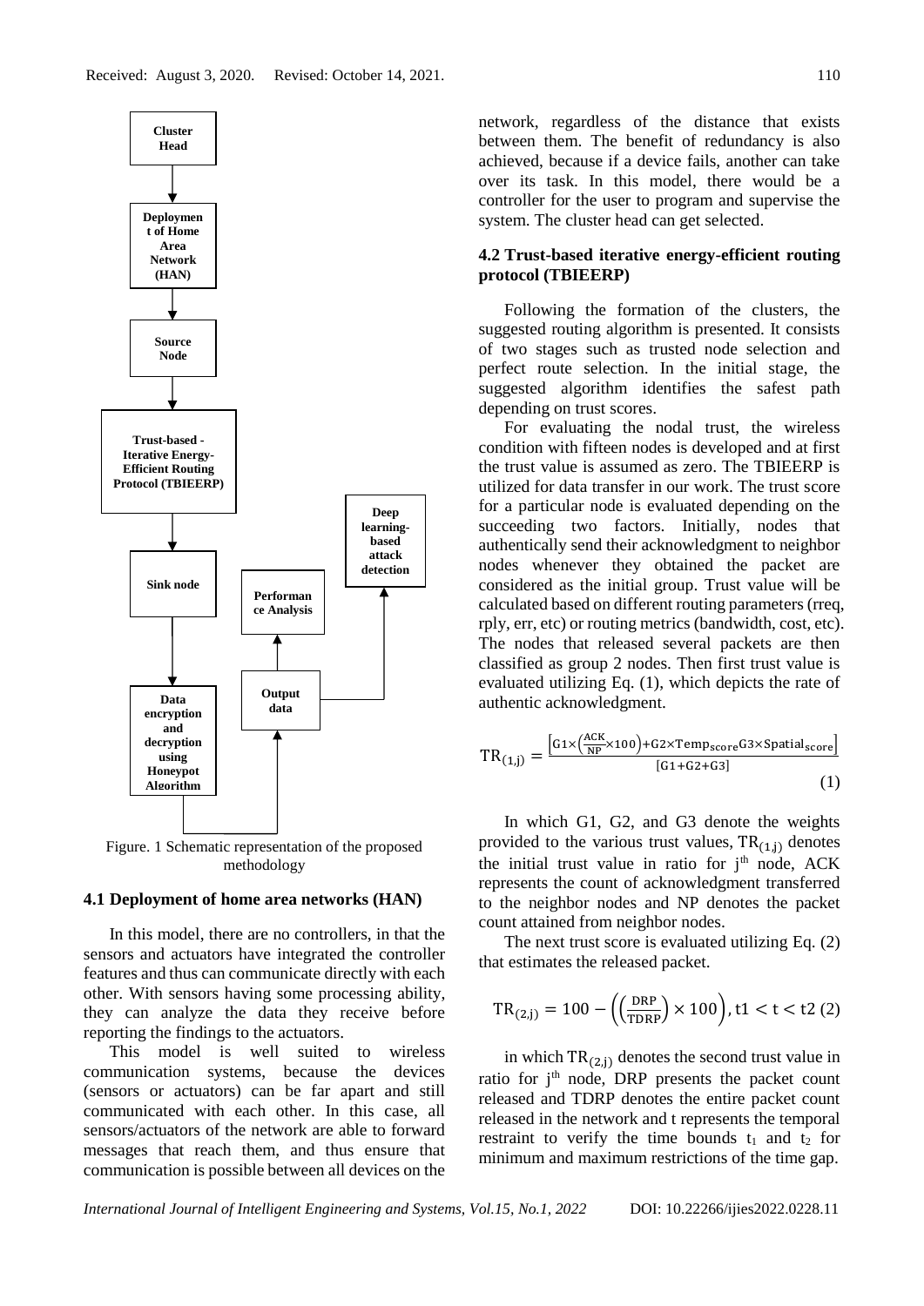Cluster Head

Deployment of Home Area Network (HAN)

Source Node

Trust-based - Iterative Energy-Efficient Routing Protocol (TBIEERP)

Sink node

Data encryption and decryption using Honeypot Algorithm

Output data

Performance Analysis

Deep learning-based attack detection

Figure. 1 Schematic representation of the proposed methodology

### 4.1 Deployment of home area networks (HAN)

In this model, there are no controllers, in that the sensors and actuators have integrated the controller features and thus can communicate directly with each other. With sensors having some processing ability, they can analyze the data they receive before reporting the findings to the actuators.

This model is well suited to wireless communication systems, because the devices (sensors or actuators) can be far apart and still communicated with each other. In this case, all sensors/actuators of the network are able to forward messages that reach them, and thus ensure that communication is possible between all devices on the network, regardless of the distance that exists between them. The benefit of redundancy is also achieved, because if a device fails, another can take over its task. In this model, there would be a controller for the user to program and supervise the system. The cluster head can get selected.

### 4.2 Trust-based iterative energy-efficient routing protocol (TBIEERP)

Following the formation of the clusters, the suggested routing algorithm is presented. It consists of two stages such as trusted node selection and perfect route selection. In the initial stage, the suggested algorithm identifies the safest path depending on trust scores.

For evaluating the nodal trust, the wireless condition with fifteen nodes is developed and at first the trust value is assumed as zero. The TBIEERP is utilized for data transfer in our work. The trust score for a particular node is evaluated depending on the succeeding two factors. Initially, nodes that authentically send their acknowledgment to neighbor nodes whenever they obtained the packet are considered as the initial group. Trust value will be calculated based on different routing parameters (rreq, rply, err, etc) or routing metrics (bandwidth, cost, etc). The nodes that released several packets are then classified as group 2 nodes. Then first trust value is evaluated utilizing Eq. (1), which depicts the rate of authentic acknowledgment.

$$\mathrm{TR}_{(1,j)} = \frac{\left[\mathrm{G1}\times\left(\frac{\mathrm{ACK}}{\mathrm{NP}}\times 100\right)+\mathrm{G2}\times \mathrm{Temp}_{\mathrm{score}}\mathrm{G3}\times \mathrm{Spatial}_{\mathrm{score}}\right]}{[\mathrm{G1}+\mathrm{G2}+\mathrm{G3}]} \quad (1)$$

In which G1, G2, and G3 denote the weights provided to the various trust values, $\mathrm{TR}_{(1,j)}$ denotes the initial trust value in ratio for $j^{th}$ node, ACK represents the count of acknowledgment transferred to the neighbor nodes and NP denotes the packet count attained from neighbor nodes.

The next trust score is evaluated utilizing Eq. (2) that estimates the released packet.

$$\mathrm{TR}_{(2,j)} = 100 - \left(\left(\frac{\mathrm{DRP}}{\mathrm{TDRP}}\right)\times 100\right), \mathrm{t1} < \mathrm{t} < \mathrm{t2} \quad (2)$$

in which $\mathrm{TR}_{(2,j)}$ denotes the second trust value in ratio for $j^{th}$ node, DRP presents the packet count released and TDRP denotes the entire packet count released in the network and t represents the temporal restraint to verify the time bounds $t_1$ and $t_2$ for minimum and maximum restrictions of the time gap.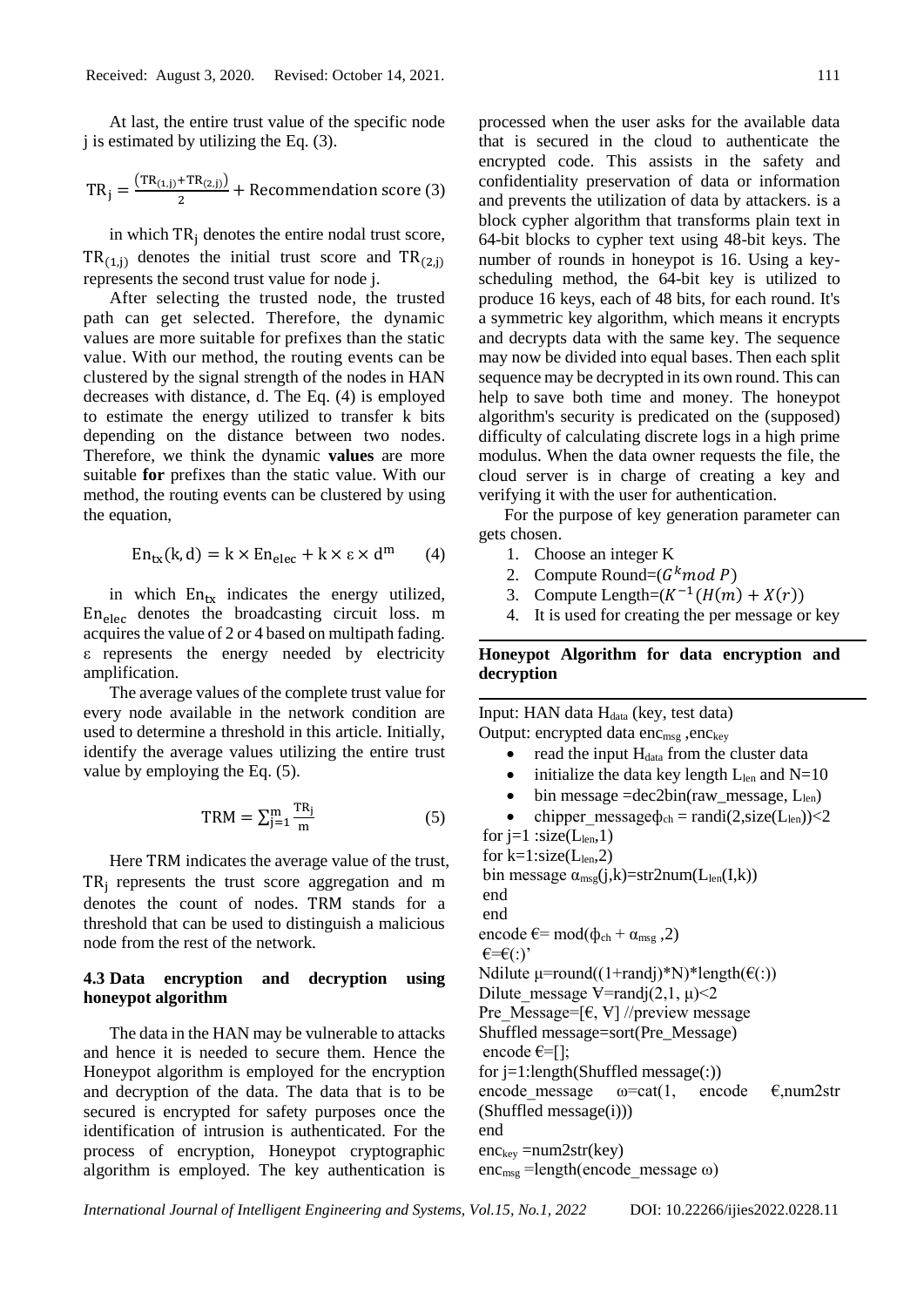At last, the entire trust value of the specific node j is estimated by utilizing the Eq. (3).

$$\mathrm{TR_j} = \frac{(\mathrm{TR_{(1,j)}} + \mathrm{TR_{(2,j)}})}{2} + \text{Recommendation score} \quad (3)$$

in which $\mathrm{TR_j}$ denotes the entire nodal trust score, $\mathrm{TR_{(1,j)}}$ denotes the initial trust score and $\mathrm{TR_{(2,j)}}$ represents the second trust value for node j.

After selecting the trusted node, the trusted path can get selected. Therefore, the dynamic values are more suitable for prefixes than the static value. With our method, the routing events can be clustered by the signal strength of the nodes in HAN decreases with distance, d. The Eq. (4) is employed to estimate the energy utilized to transfer k bits depending on the distance between two nodes. Therefore, we think the dynamic **values** are more suitable **for** prefixes than the static value. With our method, the routing events can be clustered by using the equation,

$$\mathrm{En_{tx}}(\mathrm{k}, \mathrm{d}) = \mathrm{k} \times \mathrm{En_{elec}} + \mathrm{k} \times \varepsilon \times \mathrm{d^m} \quad (4)$$

in which $\mathrm{En_{tx}}$ indicates the energy utilized, $\mathrm{En_{elec}}$ denotes the broadcasting circuit loss. m acquires the value of 2 or 4 based on multipath fading. ε represents the energy needed by electricity amplification.

The average values of the complete trust value for every node available in the network condition are used to determine a threshold in this article. Initially, identify the average values utilizing the entire trust value by employing the Eq. (5).

$$\mathrm{TRM} = \sum_{\mathrm{j}=1}^{\mathrm{m}} \frac{\mathrm{TR_j}}{\mathrm{m}} \quad (5)$$

Here TRM indicates the average value of the trust, $\mathrm{TR_j}$ represents the trust score aggregation and m denotes the count of nodes. TRM stands for a threshold that can be used to distinguish a malicious node from the rest of the network.

### 4.3 Data encryption and decryption using honeypot algorithm

The data in the HAN may be vulnerable to attacks and hence it is needed to secure them. Hence the Honeypot algorithm is employed for the encryption and decryption of the data. The data that is to be secured is encrypted for safety purposes once the identification of intrusion is authenticated. For the process of encryption, Honeypot cryptographic algorithm is employed. The key authentication is processed when the user asks for the available data that is secured in the cloud to authenticate the encrypted code. This assists in the safety and confidentiality preservation of data or information and prevents the utilization of data by attackers. is a block cypher algorithm that transforms plain text in 64-bit blocks to cypher text using 48-bit keys. The number of rounds in honeypot is 16. Using a key-scheduling method, the 64-bit key is utilized to produce 16 keys, each of 48 bits, for each round. It's a symmetric key algorithm, which means it encrypts and decrypts data with the same key. The sequence may now be divided into equal bases. Then each split sequence may be decrypted in its own round. This can help to save both time and money. The honeypot algorithm's security is predicated on the (supposed) difficulty of calculating discrete logs in a high prime modulus. When the data owner requests the file, the cloud server is in charge of creating a key and verifying it with the user for authentication.

For the purpose of key generation parameter can gets chosen.

1. Choose an integer K
2. Compute Round=$(G^k mod\ P)$
3. Compute Length=$(K^{-1}(H(m) + X(r))$
4. It is used for creating the per message or key

**Honeypot Algorithm for data encryption and decryption**

Input: HAN data $H_{data}$ (key, test data)
Output: encrypted data $enc_{msg}$ ,$enc_{key}$

- read the input $H_{data}$ from the cluster data
- initialize the data key length $L_{len}$ and N=10
- bin message =dec2bin(raw_message, $L_{len}$)
- chipper_message$\phi_{ch}$ = randi(2,size($L_{len}$))<2

```
for j=1 :size(Llen,1)
for k=1:size(Llen,2)
bin message αmsg(j,k)=str2num(Llen(I,k))
end
end
encode €= mod(ϕch + αmsg ,2)
€=€(:)'
Ndilute µ=round((1+randj)*N)*length(€(:))
Dilute_message ∀=randj(2,1, µ)<2
Pre_Message=[€, ∀] //preview message
Shuffled message=sort(Pre_Message)
encode €=[];
for j=1:length(Shuffled message(:))
encode_message ω=cat(1, encode €,num2str (Shuffled message(i)))
end
enckey =num2str(key)
encmsg =length(encode_message ω)
```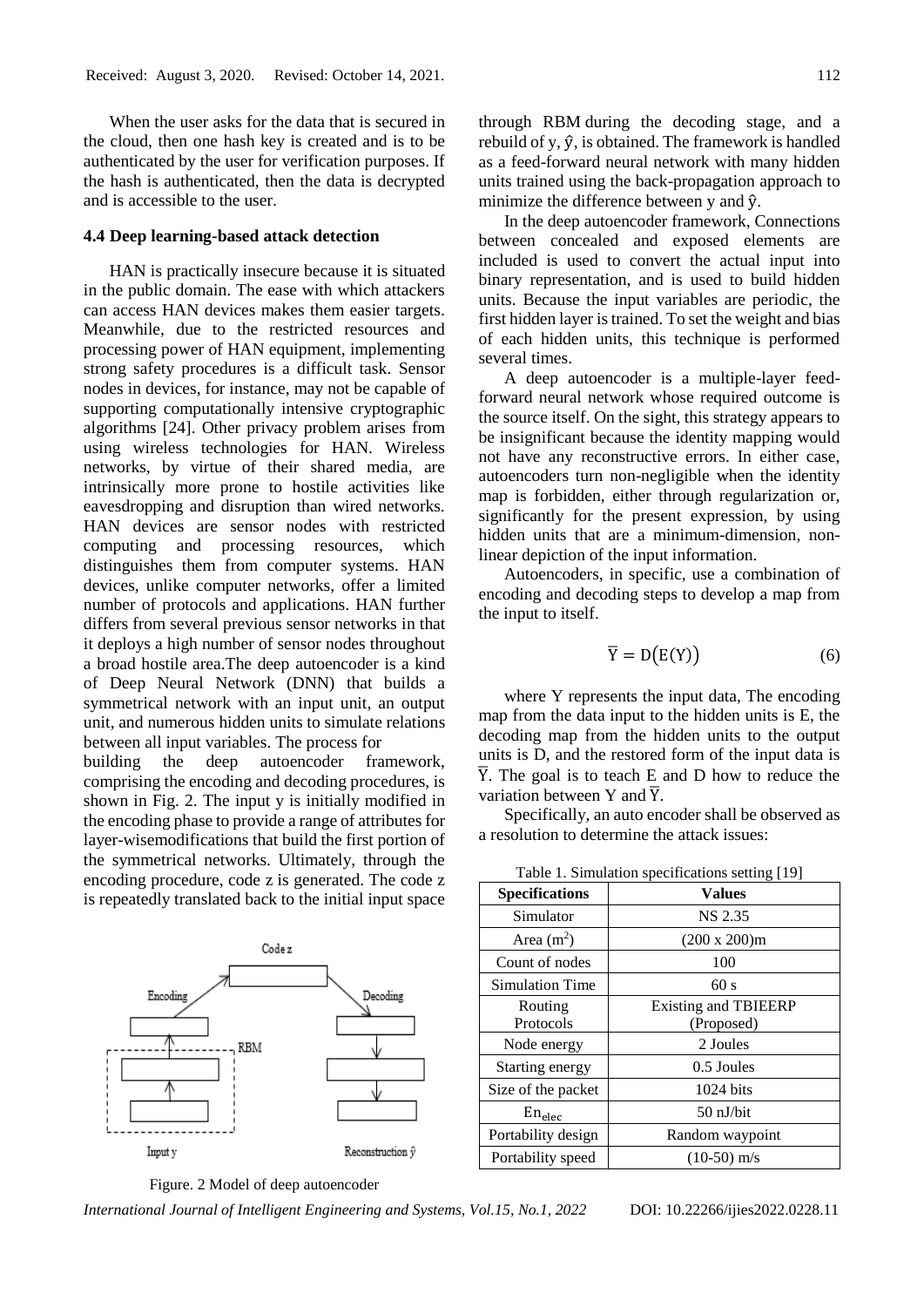When the user asks for the data that is secured in the cloud, then one hash key is created and is to be authenticated by the user for verification purposes. If the hash is authenticated, then the data is decrypted and is accessible to the user.

### 4.4 Deep learning-based attack detection

HAN is practically insecure because it is situated in the public domain. The ease with which attackers can access HAN devices makes them easier targets. Meanwhile, due to the restricted resources and processing power of HAN equipment, implementing strong safety procedures is a difficult task. Sensor nodes in devices, for instance, may not be capable of supporting computationally intensive cryptographic algorithms [24]. Other privacy problem arises from using wireless technologies for HAN. Wireless networks, by virtue of their shared media, are intrinsically more prone to hostile activities like eavesdropping and disruption than wired networks. HAN devices are sensor nodes with restricted computing and processing resources, which distinguishes them from computer systems. HAN devices, unlike computer networks, offer a limited number of protocols and applications. HAN further differs from several previous sensor networks in that it deploys a high number of sensor nodes throughout a broad hostile area.The deep autoencoder is a kind of Deep Neural Network (DNN) that builds a symmetrical network with an input unit, an output unit, and numerous hidden units to simulate relations between all input variables. The process for building the deep autoencoder framework, comprising the encoding and decoding procedures, is shown in Fig. 2. The input y is initially modified in the encoding phase to provide a range of attributes for layer-wisemodifications that build the first portion of the symmetrical networks. Ultimately, through the encoding procedure, code z is generated. The code z is repeatedly translated back to the initial input space

Figure. 2 Model of deep autoencoder

through RBM during the decoding stage, and a rebuild of y, $\hat{y}$, is obtained. The framework is handled as a feed-forward neural network with many hidden units trained using the back-propagation approach to minimize the difference between y and $\hat{y}$.

In the deep autoencoder framework, Connections between concealed and exposed elements are included is used to convert the actual input into binary representation, and is used to build hidden units. Because the input variables are periodic, the first hidden layer is trained. To set the weight and bias of each hidden units, this technique is performed several times.

A deep autoencoder is a multiple-layer feed-forward neural network whose required outcome is the source itself. On the sight, this strategy appears to be insignificant because the identity mapping would not have any reconstructive errors. In either case, autoencoders turn non-negligible when the identity map is forbidden, either through regularization or, significantly for the present expression, by using hidden units that are a minimum-dimension, non-linear depiction of the input information.

Autoencoders, in specific, use a combination of encoding and decoding steps to develop a map from the input to itself.

$$\overline{Y} = D(E(Y)) \tag{6}$$

where Y represents the input data, The encoding map from the data input to the hidden units is E, the decoding map from the hidden units to the output units is D, and the restored form of the input data is $\overline{Y}$. The goal is to teach E and D how to reduce the variation between Y and $\overline{Y}$.

Specifically, an auto encoder shall be observed as a resolution to determine the attack issues:

Table 1. Simulation specifications setting [19]

| Specifications | Values |
|---|---|
| Simulator | NS 2.35 |
| Area ($m^2$) | (200 x 200)m |
| Count of nodes | 100 |
| Simulation Time | 60 s |
| Routing Protocols | Existing and TBIEERP (Proposed) |
| Node energy | 2 Joules |
| Starting energy | 0.5 Joules |
| Size of the packet | 1024 bits |
| $En_{elec}$ | 50 nJ/bit |
| Portability design | Random waypoint |
| Portability speed | (10-50) m/s |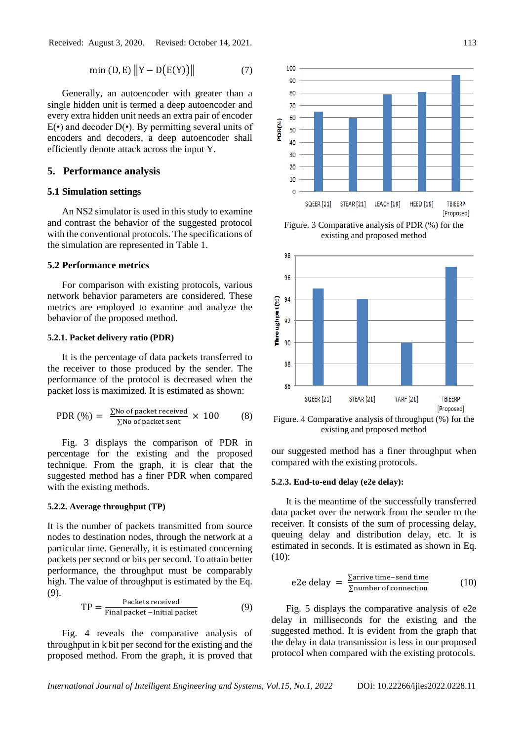$$\min_{(D,E)} \|Y - D(E(Y))\| \quad (7)$$

Generally, an autoencoder with greater than a single hidden unit is termed a deep autoencoder and every extra hidden unit needs an extra pair of encoder E(•) and decoder D(•). By permitting several units of encoders and decoders, a deep autoencoder shall efficiently denote attack across the input Y.

## 5. Performance analysis

### 5.1 Simulation settings

An NS2 simulator is used in this study to examine and contrast the behavior of the suggested protocol with the conventional protocols. The specifications of the simulation are represented in Table 1.

### 5.2 Performance metrics

For comparison with existing protocols, various network behavior parameters are considered. These metrics are employed to examine and analyze the behavior of the proposed method.

#### 5.2.1. Packet delivery ratio (PDR)

It is the percentage of data packets transferred to the receiver to those produced by the sender. The performance of the protocol is decreased when the packet loss is maximized. It is estimated as shown:

$$\text{PDR}(\%) = \frac{\sum \text{No of packet received}}{\sum \text{No of packet sent}} \times 100 \quad (8)$$

Fig. 3 displays the comparison of PDR in percentage for the existing and the proposed technique. From the graph, it is clear that the suggested method has a finer PDR when compared with the existing methods.

#### 5.2.2. Average throughput (TP)

It is the number of packets transmitted from source nodes to destination nodes, through the network at a particular time. Generally, it is estimated concerning packets per second or bits per second. To attain better performance, the throughput must be comparably high. The value of throughput is estimated by the Eq. (9).

$$TP = \frac{\text{Packets received}}{\text{Final packet} - \text{Initial packet}} \quad (9)$$

Fig. 4 reveals the comparative analysis of throughput in k bit per second for the existing and the proposed method. From the graph, it is proved that our suggested method has a finer throughput when compared with the existing protocols.

Figure. 3 Comparative analysis of PDR (%) for the existing and proposed method

Figure. 4 Comparative analysis of throughput (%) for the existing and proposed method

#### 5.2.3. End-to-end delay (e2e delay):

It is the meantime of the successfully transferred data packet over the network from the sender to the receiver. It consists of the sum of processing delay, queuing delay and distribution delay, etc. It is estimated in seconds. It is estimated as shown in Eq. (10):

$$\text{e2e delay} = \frac{\sum \text{arrive time} - \text{send time}}{\sum \text{number of connection}} \quad (10)$$

Fig. 5 displays the comparative analysis of e2e delay in milliseconds for the existing and the suggested method. It is evident from the graph that the delay in data transmission is less in our proposed protocol when compared with the existing protocols.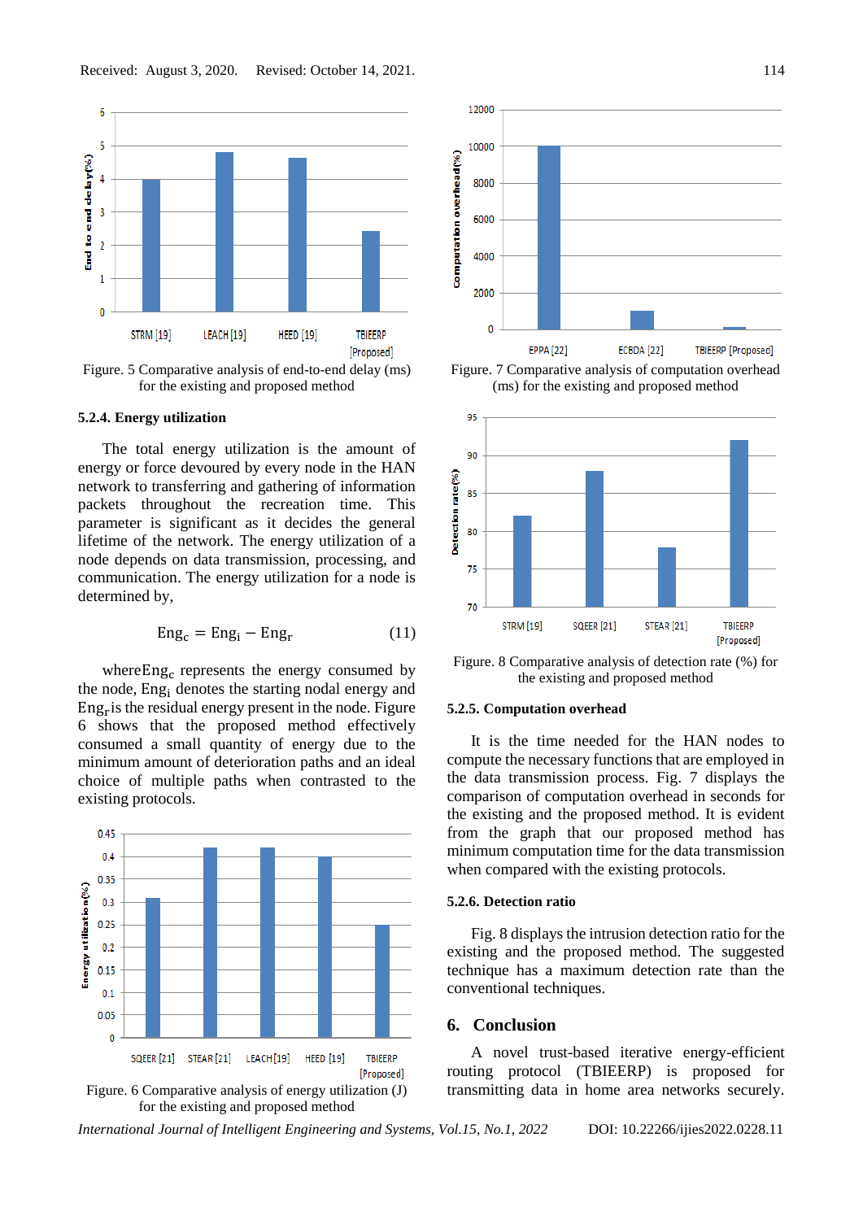Figure. 5 Comparative analysis of end-to-end delay (ms) for the existing and proposed method

### 5.2.4. Energy utilization

The total energy utilization is the amount of energy or force devoured by every node in the HAN network to transferring and gathering of information packets throughout the recreation time. This parameter is significant as it decides the general lifetime of the network. The energy utilization of a node depends on data transmission, processing, and communication. The energy utilization for a node is determined by,

$$Eng_c = Eng_i - Eng_r \qquad (11)$$

where $Eng_c$ represents the energy consumed by the node, $Eng_i$ denotes the starting nodal energy and $Eng_r$ is the residual energy present in the node. Figure 6 shows that the proposed method effectively consumed a small quantity of energy due to the minimum amount of deterioration paths and an ideal choice of multiple paths when contrasted to the existing protocols.

Figure. 6 Comparative analysis of energy utilization (J) for the existing and proposed method

Figure. 7 Comparative analysis of computation overhead (ms) for the existing and proposed method

Figure. 8 Comparative analysis of detection rate (%) for the existing and proposed method

### 5.2.5. Computation overhead

It is the time needed for the HAN nodes to compute the necessary functions that are employed in the data transmission process. Fig. 7 displays the comparison of computation overhead in seconds for the existing and the proposed method. It is evident from the graph that our proposed method has minimum computation time for the data transmission when compared with the existing protocols.

### 5.2.6. Detection ratio

Fig. 8 displays the intrusion detection ratio for the existing and the proposed method. The suggested technique has a maximum detection rate than the conventional techniques.

## 6. Conclusion

A novel trust-based iterative energy-efficient routing protocol (TBIEERP) is proposed for transmitting data in home area networks securely.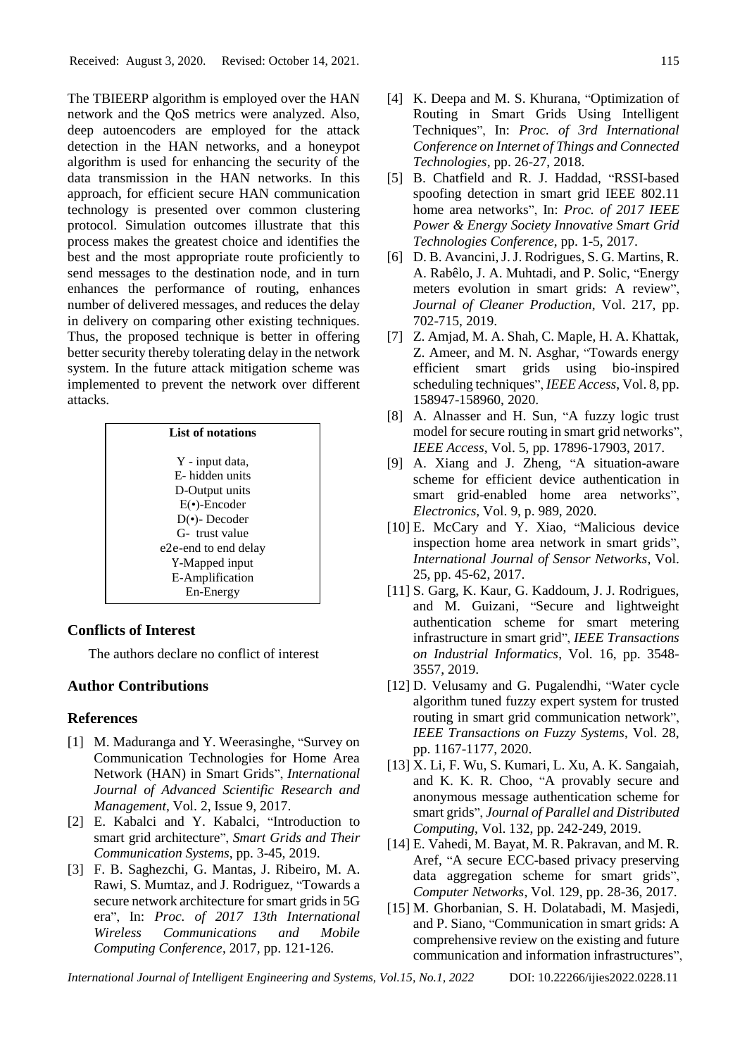The TBIEERP algorithm is employed over the HAN network and the QoS metrics were analyzed. Also, deep autoencoders are employed for the attack detection in the HAN networks, and a honeypot algorithm is used for enhancing the security of the data transmission in the HAN networks. In this approach, for efficient secure HAN communication technology is presented over common clustering protocol. Simulation outcomes illustrate that this process makes the greatest choice and identifies the best and the most appropriate route proficiently to send messages to the destination node, and in turn enhances the performance of routing, enhances number of delivered messages, and reduces the delay in delivery on comparing other existing techniques. Thus, the proposed technique is better in offering better security thereby tolerating delay in the network system. In the future attack mitigation scheme was implemented to prevent the network over different attacks.

| List of notations |
|---|
| Y - input data, |
| E- hidden units |
| D-Output units |
| E(•)-Encoder |
| D(•)- Decoder |
| G- trust value |
| e2e-end to end delay |
| Y-Mapped input |
| E-Amplification |
| En-Energy |

## Conflicts of Interest

The authors declare no conflict of interest

## Author Contributions

## References

[1] M. Maduranga and Y. Weerasinghe, "Survey on Communication Technologies for Home Area Network (HAN) in Smart Grids", *International Journal of Advanced Scientific Research and Management*, Vol. 2, Issue 9, 2017.

[2] E. Kabalci and Y. Kabalci, "Introduction to smart grid architecture", *Smart Grids and Their Communication Systems*, pp. 3-45, 2019.

[3] F. B. Saghezchi, G. Mantas, J. Ribeiro, M. A. Rawi, S. Mumtaz, and J. Rodriguez, "Towards a secure network architecture for smart grids in 5G era", In: *Proc. of 2017 13th International Wireless Communications and Mobile Computing Conference*, 2017, pp. 121-126.

[4] K. Deepa and M. S. Khurana, "Optimization of Routing in Smart Grids Using Intelligent Techniques", In: *Proc. of 3rd International Conference on Internet of Things and Connected Technologies*, pp. 26-27, 2018.

[5] B. Chatfield and R. J. Haddad, "RSSI-based spoofing detection in smart grid IEEE 802.11 home area networks", In: *Proc. of 2017 IEEE Power & Energy Society Innovative Smart Grid Technologies Conference*, pp. 1-5, 2017.

[6] D. B. Avancini, J. J. Rodrigues, S. G. Martins, R. A. Rabêlo, J. A. Muhtadi, and P. Solic, "Energy meters evolution in smart grids: A review", *Journal of Cleaner Production*, Vol. 217, pp. 702-715, 2019.

[7] Z. Amjad, M. A. Shah, C. Maple, H. A. Khattak, Z. Ameer, and M. N. Asghar, "Towards energy efficient smart grids using bio-inspired scheduling techniques", *IEEE Access*, Vol. 8, pp. 158947-158960, 2020.

[8] A. Alnasser and H. Sun, "A fuzzy logic trust model for secure routing in smart grid networks", *IEEE Access*, Vol. 5, pp. 17896-17903, 2017.

[9] A. Xiang and J. Zheng, "A situation-aware scheme for efficient device authentication in smart grid-enabled home area networks", *Electronics*, Vol. 9, p. 989, 2020.

[10] E. McCary and Y. Xiao, "Malicious device inspection home area network in smart grids", *International Journal of Sensor Networks*, Vol. 25, pp. 45-62, 2017.

[11] S. Garg, K. Kaur, G. Kaddoum, J. J. Rodrigues, and M. Guizani, "Secure and lightweight authentication scheme for smart metering infrastructure in smart grid", *IEEE Transactions on Industrial Informatics*, Vol. 16, pp. 3548-3557, 2019.

[12] D. Velusamy and G. Pugalendhi, "Water cycle algorithm tuned fuzzy expert system for trusted routing in smart grid communication network", *IEEE Transactions on Fuzzy Systems*, Vol. 28, pp. 1167-1177, 2020.

[13] X. Li, F. Wu, S. Kumari, L. Xu, A. K. Sangaiah, and K. K. R. Choo, "A provably secure and anonymous message authentication scheme for smart grids", *Journal of Parallel and Distributed Computing*, Vol. 132, pp. 242-249, 2019.

[14] E. Vahedi, M. Bayat, M. R. Pakravan, and M. R. Aref, "A secure ECC-based privacy preserving data aggregation scheme for smart grids", *Computer Networks*, Vol. 129, pp. 28-36, 2017.

[15] M. Ghorbanian, S. H. Dolatabadi, M. Masjedi, and P. Siano, "Communication in smart grids: A comprehensive review on the existing and future communication and information infrastructures",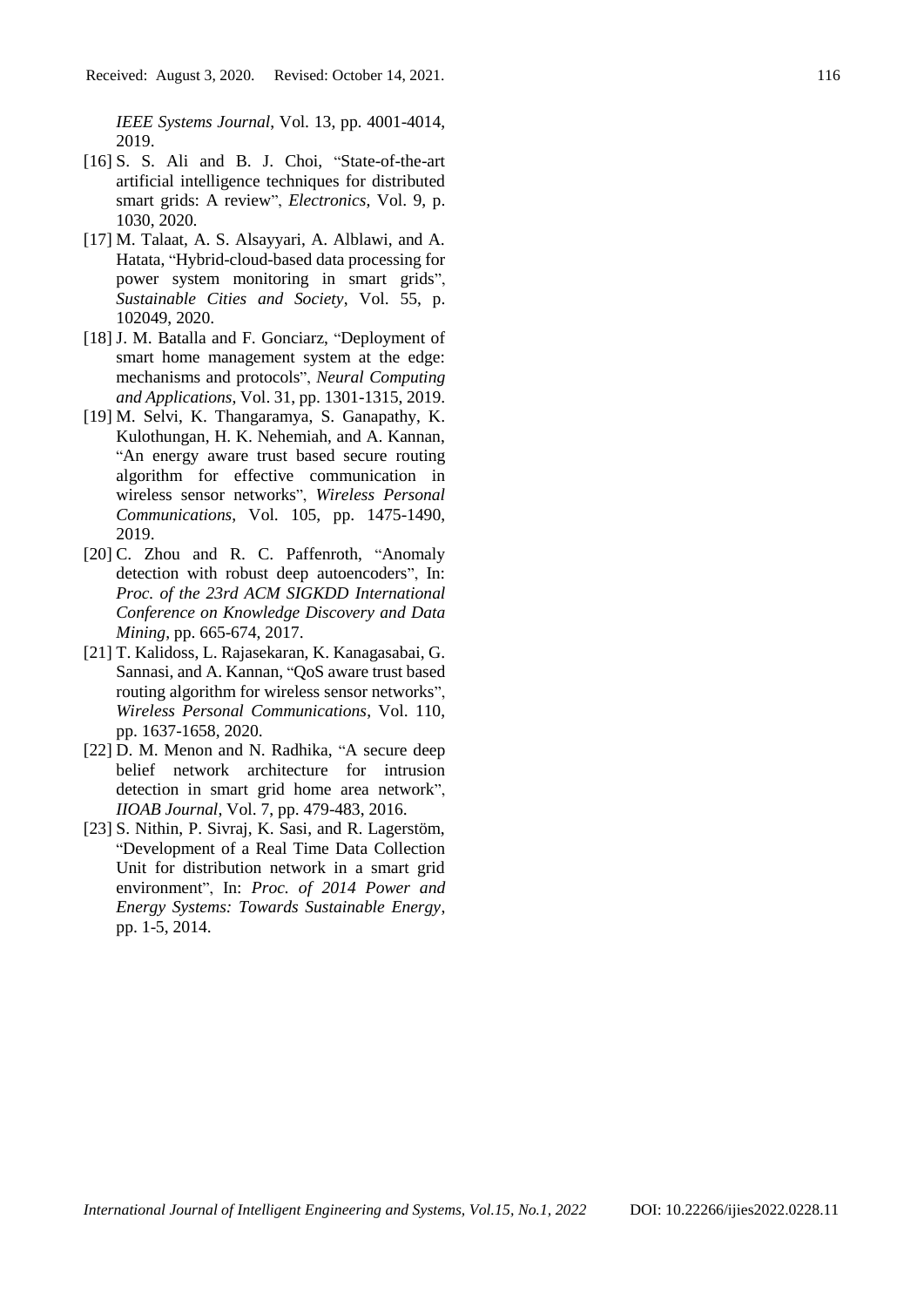*IEEE Systems Journal*, Vol. 13, pp. 4001-4014, 2019.

[16] S. S. Ali and B. J. Choi, "State-of-the-art artificial intelligence techniques for distributed smart grids: A review", *Electronics*, Vol. 9, p. 1030, 2020.

[17] M. Talaat, A. S. Alsayyari, A. Alblawi, and A. Hatata, "Hybrid-cloud-based data processing for power system monitoring in smart grids", *Sustainable Cities and Society*, Vol. 55, p. 102049, 2020.

[18] J. M. Batalla and F. Gonciarz, "Deployment of smart home management system at the edge: mechanisms and protocols", *Neural Computing and Applications*, Vol. 31, pp. 1301-1315, 2019.

[19] M. Selvi, K. Thangaramya, S. Ganapathy, K. Kulothungan, H. K. Nehemiah, and A. Kannan, "An energy aware trust based secure routing algorithm for effective communication in wireless sensor networks", *Wireless Personal Communications*, Vol. 105, pp. 1475-1490, 2019.

[20] C. Zhou and R. C. Paffenroth, "Anomaly detection with robust deep autoencoders", In: *Proc. of the 23rd ACM SIGKDD International Conference on Knowledge Discovery and Data Mining*, pp. 665-674, 2017.

[21] T. Kalidoss, L. Rajasekaran, K. Kanagasabai, G. Sannasi, and A. Kannan, "QoS aware trust based routing algorithm for wireless sensor networks", *Wireless Personal Communications*, Vol. 110, pp. 1637-1658, 2020.

[22] D. M. Menon and N. Radhika, "A secure deep belief network architecture for intrusion detection in smart grid home area network", *IIOAB Journal*, Vol. 7, pp. 479-483, 2016.

[23] S. Nithin, P. Sivraj, K. Sasi, and R. Lagerstöm, "Development of a Real Time Data Collection Unit for distribution network in a smart grid environment", In: *Proc. of 2014 Power and Energy Systems: Towards Sustainable Energy*, pp. 1-5, 2014.